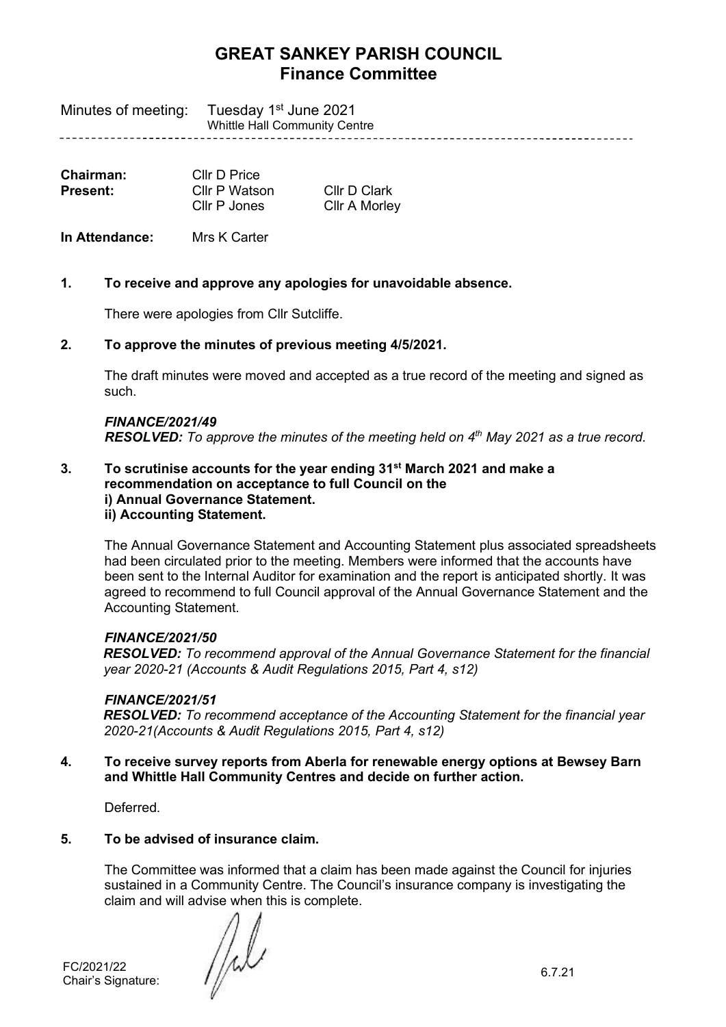# GREAT SANKEY PARISH COUNCIL
## Finance Committee

Minutes of meeting: Tuesday 1st June 2021
Whittle Hall Community Centre

| | | |
|---|---|---|
| **Chairman:** | Cllr D Price | |
| **Present:** | Cllr P Watson | Cllr D Clark |
| | Cllr P Jones | Cllr A Morley |

**In Attendance:** Mrs K Carter

**1. To receive and approve any apologies for unavoidable absence.**

There were apologies from Cllr Sutcliffe.

**2. To approve the minutes of previous meeting 4/5/2021.**

The draft minutes were moved and accepted as a true record of the meeting and signed as such.

***FINANCE/2021/49***
***RESOLVED:*** *To approve the minutes of the meeting held on 4th May 2021 as a true record.*

**3. To scrutinise accounts for the year ending 31st March 2021 and make a recommendation on acceptance to full Council on the**
**i) Annual Governance Statement.**
**ii) Accounting Statement.**

The Annual Governance Statement and Accounting Statement plus associated spreadsheets had been circulated prior to the meeting. Members were informed that the accounts have been sent to the Internal Auditor for examination and the report is anticipated shortly. It was agreed to recommend to full Council approval of the Annual Governance Statement and the Accounting Statement.

***FINANCE/2021/50***
***RESOLVED:*** *To recommend approval of the Annual Governance Statement for the financial year 2020-21 (Accounts & Audit Regulations 2015, Part 4, s12)*

***FINANCE/2021/51***
***RESOLVED:*** *To recommend acceptance of the Accounting Statement for the financial year 2020-21(Accounts & Audit Regulations 2015, Part 4, s12)*

**4. To receive survey reports from Aberla for renewable energy options at Bewsey Barn and Whittle Hall Community Centres and decide on further action.**

Deferred.

**5. To be advised of insurance claim.**

The Committee was informed that a claim has been made against the Council for injuries sustained in a Community Centre. The Council's insurance company is investigating the claim and will advise when this is complete.

FC/2021/22
Chair's Signature: 6.7.21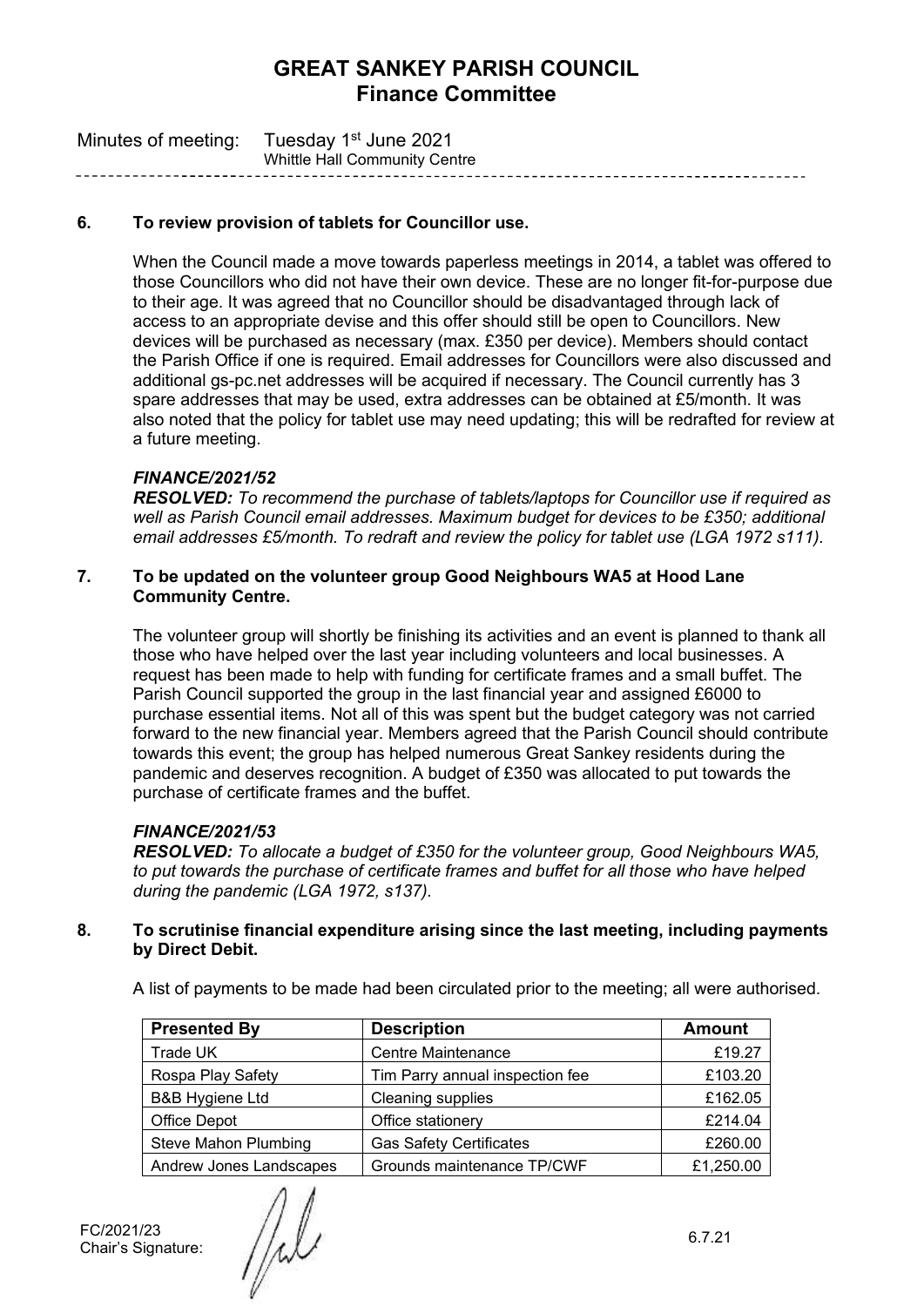# GREAT SANKEY PARISH COUNCIL
## Finance Committee

Minutes of meeting: Tuesday 1st June 2021
Whittle Hall Community Centre

---

**6. To review provision of tablets for Councillor use.**

When the Council made a move towards paperless meetings in 2014, a tablet was offered to those Councillors who did not have their own device. These are no longer fit-for-purpose due to their age. It was agreed that no Councillor should be disadvantaged through lack of access to an appropriate devise and this offer should still be open to Councillors. New devices will be purchased as necessary (max. £350 per device). Members should contact the Parish Office if one is required. Email addresses for Councillors were also discussed and additional gs-pc.net addresses will be acquired if necessary. The Council currently has 3 spare addresses that may be used, extra addresses can be obtained at £5/month. It was also noted that the policy for tablet use may need updating; this will be redrafted for review at a future meeting.

***FINANCE/2021/52***
***RESOLVED:*** *To recommend the purchase of tablets/laptops for Councillor use if required as well as Parish Council email addresses. Maximum budget for devices to be £350; additional email addresses £5/month. To redraft and review the policy for tablet use (LGA 1972 s111).*

**7. To be updated on the volunteer group Good Neighbours WA5 at Hood Lane Community Centre.**

The volunteer group will shortly be finishing its activities and an event is planned to thank all those who have helped over the last year including volunteers and local businesses. A request has been made to help with funding for certificate frames and a small buffet. The Parish Council supported the group in the last financial year and assigned £6000 to purchase essential items. Not all of this was spent but the budget category was not carried forward to the new financial year. Members agreed that the Parish Council should contribute towards this event; the group has helped numerous Great Sankey residents during the pandemic and deserves recognition. A budget of £350 was allocated to put towards the purchase of certificate frames and the buffet.

***FINANCE/2021/53***
***RESOLVED:*** *To allocate a budget of £350 for the volunteer group, Good Neighbours WA5, to put towards the purchase of certificate frames and buffet for all those who have helped during the pandemic (LGA 1972, s137).*

**8. To scrutinise financial expenditure arising since the last meeting, including payments by Direct Debit.**

A list of payments to be made had been circulated prior to the meeting; all were authorised.

| Presented By | Description | Amount |
|---|---|---|
| Trade UK | Centre Maintenance | £19.27 |
| Rospa Play Safety | Tim Parry annual inspection fee | £103.20 |
| B&B Hygiene Ltd | Cleaning supplies | £162.05 |
| Office Depot | Office stationery | £214.04 |
| Steve Mahon Plumbing | Gas Safety Certificates | £260.00 |
| Andrew Jones Landscapes | Grounds maintenance TP/CWF | £1,250.00 |

FC/2021/23
Chair's Signature: 6.7.21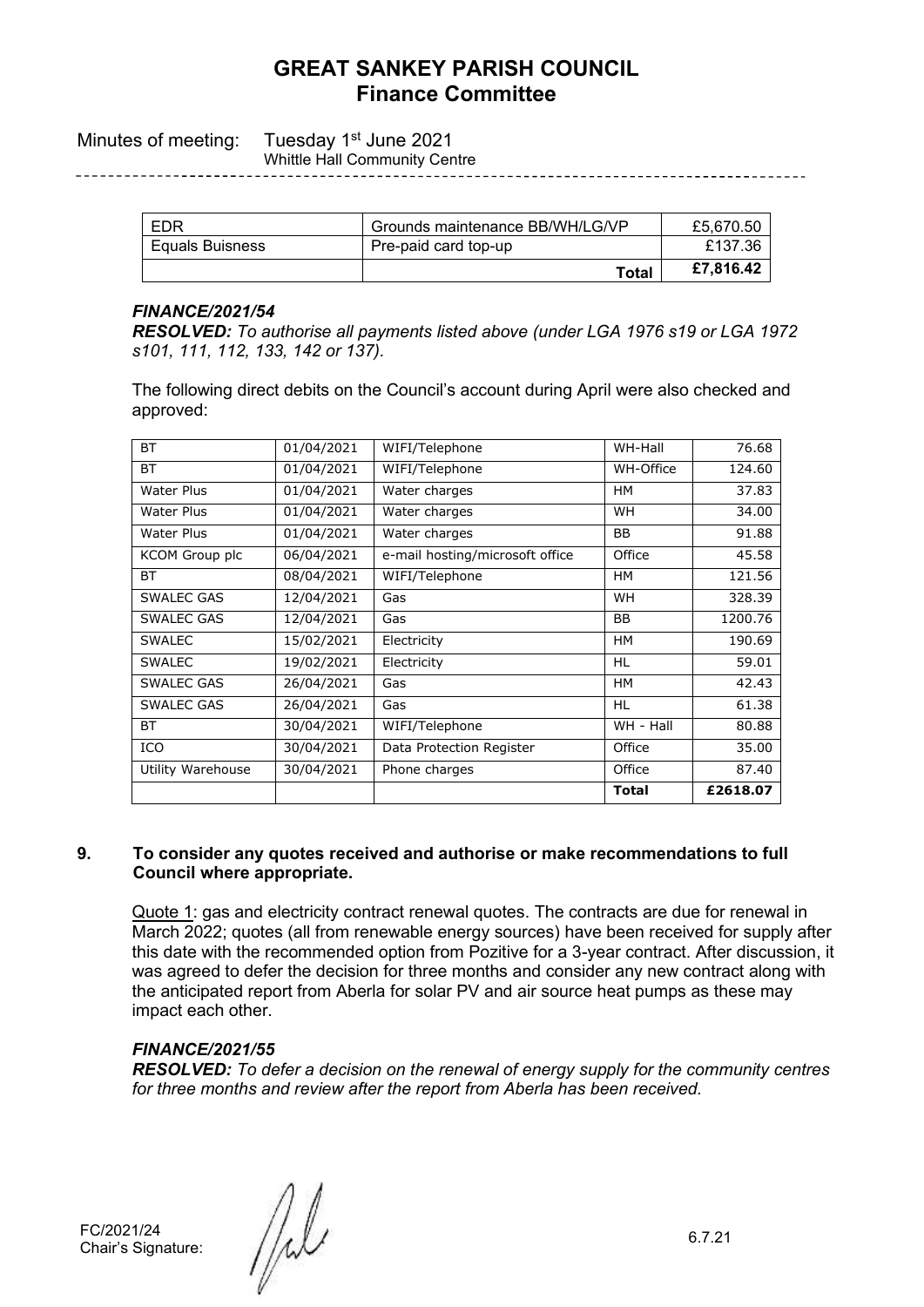# GREAT SANKEY PARISH COUNCIL
## Finance Committee

Minutes of meeting: Tuesday 1st June 2021
Whittle Hall Community Centre

| EDR | Grounds maintenance BB/WH/LG/VP | £5,670.50 |
|---|---|---|
| Equals Buisness | Pre-paid card top-up | £137.36 |
| | **Total** | **£7,816.42** |

***FINANCE/2021/54***

***RESOLVED:*** *To authorise all payments listed above (under LGA 1976 s19 or LGA 1972 s101, 111, 112, 133, 142 or 137).*

The following direct debits on the Council's account during April were also checked and approved:

| BT | 01/04/2021 | WIFI/Telephone | WH-Hall | 76.68 |
|---|---|---|---|---|
| BT | 01/04/2021 | WIFI/Telephone | WH-Office | 124.60 |
| Water Plus | 01/04/2021 | Water charges | HM | 37.83 |
| Water Plus | 01/04/2021 | Water charges | WH | 34.00 |
| Water Plus | 01/04/2021 | Water charges | BB | 91.88 |
| KCOM Group plc | 06/04/2021 | e-mail hosting/microsoft office | Office | 45.58 |
| BT | 08/04/2021 | WIFI/Telephone | HM | 121.56 |
| SWALEC GAS | 12/04/2021 | Gas | WH | 328.39 |
| SWALEC GAS | 12/04/2021 | Gas | BB | 1200.76 |
| SWALEC | 15/02/2021 | Electricity | HM | 190.69 |
| SWALEC | 19/02/2021 | Electricity | HL | 59.01 |
| SWALEC GAS | 26/04/2021 | Gas | HM | 42.43 |
| SWALEC GAS | 26/04/2021 | Gas | HL | 61.38 |
| BT | 30/04/2021 | WIFI/Telephone | WH - Hall | 80.88 |
| ICO | 30/04/2021 | Data Protection Register | Office | 35.00 |
| Utility Warehouse | 30/04/2021 | Phone charges | Office | 87.40 |
| | | | **Total** | **£2618.07** |

**9. To consider any quotes received and authorise or make recommendations to full Council where appropriate.**

Quote 1: gas and electricity contract renewal quotes. The contracts are due for renewal in March 2022; quotes (all from renewable energy sources) have been received for supply after this date with the recommended option from Pozitive for a 3-year contract. After discussion, it was agreed to defer the decision for three months and consider any new contract along with the anticipated report from Aberla for solar PV and air source heat pumps as these may impact each other.

***FINANCE/2021/55***

***RESOLVED:*** *To defer a decision on the renewal of energy supply for the community centres for three months and review after the report from Aberla has been received.*

FC/2021/24
Chair's Signature: 6.7.21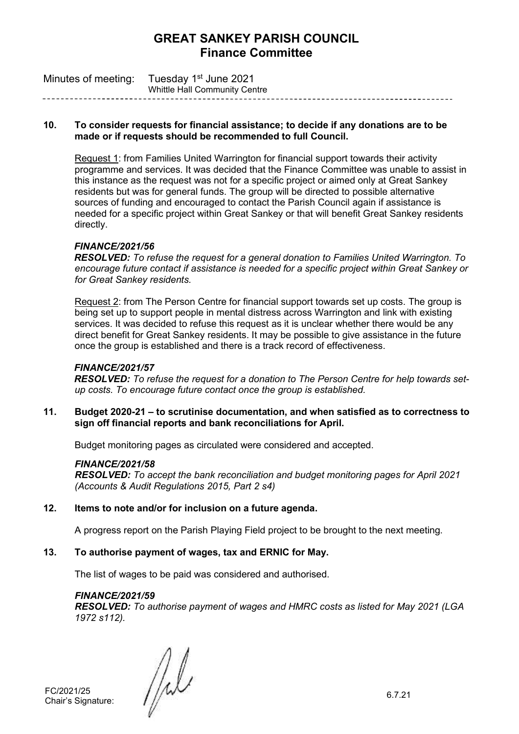# GREAT SANKEY PARISH COUNCIL
## Finance Committee

Minutes of meeting: Tuesday 1st June 2021
Whittle Hall Community Centre

---

**10. To consider requests for financial assistance; to decide if any donations are to be made or if requests should be recommended to full Council.**

Request 1: from Families United Warrington for financial support towards their activity programme and services. It was decided that the Finance Committee was unable to assist in this instance as the request was not for a specific project or aimed only at Great Sankey residents but was for general funds. The group will be directed to possible alternative sources of funding and encouraged to contact the Parish Council again if assistance is needed for a specific project within Great Sankey or that will benefit Great Sankey residents directly.

***FINANCE/2021/56***
***RESOLVED:*** *To refuse the request for a general donation to Families United Warrington. To encourage future contact if assistance is needed for a specific project within Great Sankey or for Great Sankey residents.*

Request 2: from The Person Centre for financial support towards set up costs. The group is being set up to support people in mental distress across Warrington and link with existing services. It was decided to refuse this request as it is unclear whether there would be any direct benefit for Great Sankey residents. It may be possible to give assistance in the future once the group is established and there is a track record of effectiveness.

***FINANCE/2021/57***
***RESOLVED:*** *To refuse the request for a donation to The Person Centre for help towards set-up costs. To encourage future contact once the group is established.*

**11. Budget 2020-21 – to scrutinise documentation, and when satisfied as to correctness to sign off financial reports and bank reconciliations for April.**

Budget monitoring pages as circulated were considered and accepted.

***FINANCE/2021/58***
***RESOLVED:*** *To accept the bank reconciliation and budget monitoring pages for April 2021 (Accounts & Audit Regulations 2015, Part 2 s4)*

**12. Items to note and/or for inclusion on a future agenda.**

A progress report on the Parish Playing Field project to be brought to the next meeting.

**13. To authorise payment of wages, tax and ERNIC for May.**

The list of wages to be paid was considered and authorised.

***FINANCE/2021/59***
***RESOLVED:*** *To authorise payment of wages and HMRC costs as listed for May 2021 (LGA 1972 s112).*

FC/2021/25
Chair's Signature: 6.7.21